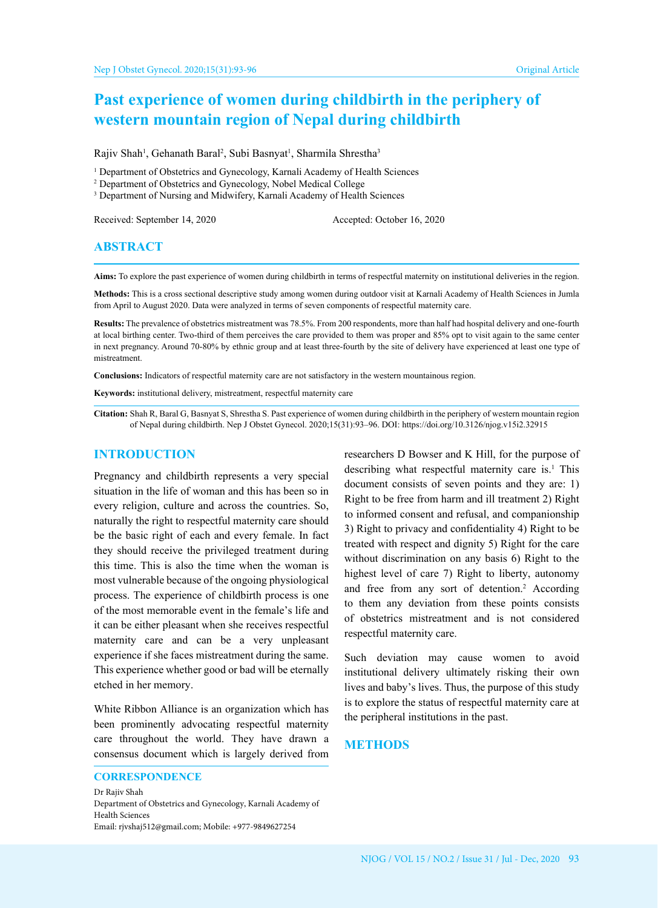# Past experience of women during childbirth in the periphery of western mountain region of Nepal during childbirth

Rajiv Shah[1], Gehanath Baral[2], Subi Basnyat[1], Sharmila Shrestha[3]

[1] Department of Obstetrics and Gynecology, Karnali Academy of Health Sciences
[2] Department of Obstetrics and Gynecology, Nobel Medical College
[3] Department of Nursing and Midwifery, Karnali Academy of Health Sciences

Received: September 14, 2020 Accepted: October 16, 2020

## ABSTRACT

**Aims:** To explore the past experience of women during childbirth in terms of respectful maternity on institutional deliveries in the region.

**Methods:** This is a cross sectional descriptive study among women during outdoor visit at Karnali Academy of Health Sciences in Jumla from April to August 2020. Data were analyzed in terms of seven components of respectful maternity care.

**Results:** The prevalence of obstetrics mistreatment was 78.5%. From 200 respondents, more than half had hospital delivery and one-fourth at local birthing center. Two-third of them perceives the care provided to them was proper and 85% opt to visit again to the same center in next pregnancy. Around 70-80% by ethnic group and at least three-fourth by the site of delivery have experienced at least one type of mistreatment.

**Conclusions:** Indicators of respectful maternity care are not satisfactory in the western mountainous region.

**Keywords:** institutional delivery, mistreatment, respectful maternity care

**Citation:** Shah R, Baral G, Basnyat S, Shrestha S. Past experience of women during childbirth in the periphery of western mountain region of Nepal during childbirth. Nep J Obstet Gynecol. 2020;15(31):93–96. DOI: https://doi.org/10.3126/njog.v15i2.32915

## INTRODUCTION

Pregnancy and childbirth represents a very special situation in the life of woman and this has been so in every religion, culture and across the countries. So, naturally the right to respectful maternity care should be the basic right of each and every female. In fact they should receive the privileged treatment during this time. This is also the time when the woman is most vulnerable because of the ongoing physiological process. The experience of childbirth process is one of the most memorable event in the female's life and it can be either pleasant when she receives respectful maternity care and can be a very unpleasant experience if she faces mistreatment during the same. This experience whether good or bad will be eternally etched in her memory.

White Ribbon Alliance is an organization which has been prominently advocating respectful maternity care throughout the world. They have drawn a consensus document which is largely derived from researchers D Bowser and K Hill, for the purpose of describing what respectful maternity care is.[1] This document consists of seven points and they are: 1) Right to be free from harm and ill treatment 2) Right to informed consent and refusal, and companionship 3) Right to privacy and confidentiality 4) Right to be treated with respect and dignity 5) Right for the care without discrimination on any basis 6) Right to the highest level of care 7) Right to liberty, autonomy and free from any sort of detention.[2] According to them any deviation from these points consists of obstetrics mistreatment and is not considered respectful maternity care.

Such deviation may cause women to avoid institutional delivery ultimately risking their own lives and baby's lives. Thus, the purpose of this study is to explore the status of respectful maternity care at the peripheral institutions in the past.

## METHODS

### CORRESPONDENCE

Dr Rajiv Shah
Department of Obstetrics and Gynecology, Karnali Academy of Health Sciences
Email: rjvshaj512@gmail.com; Mobile: +977-9849627254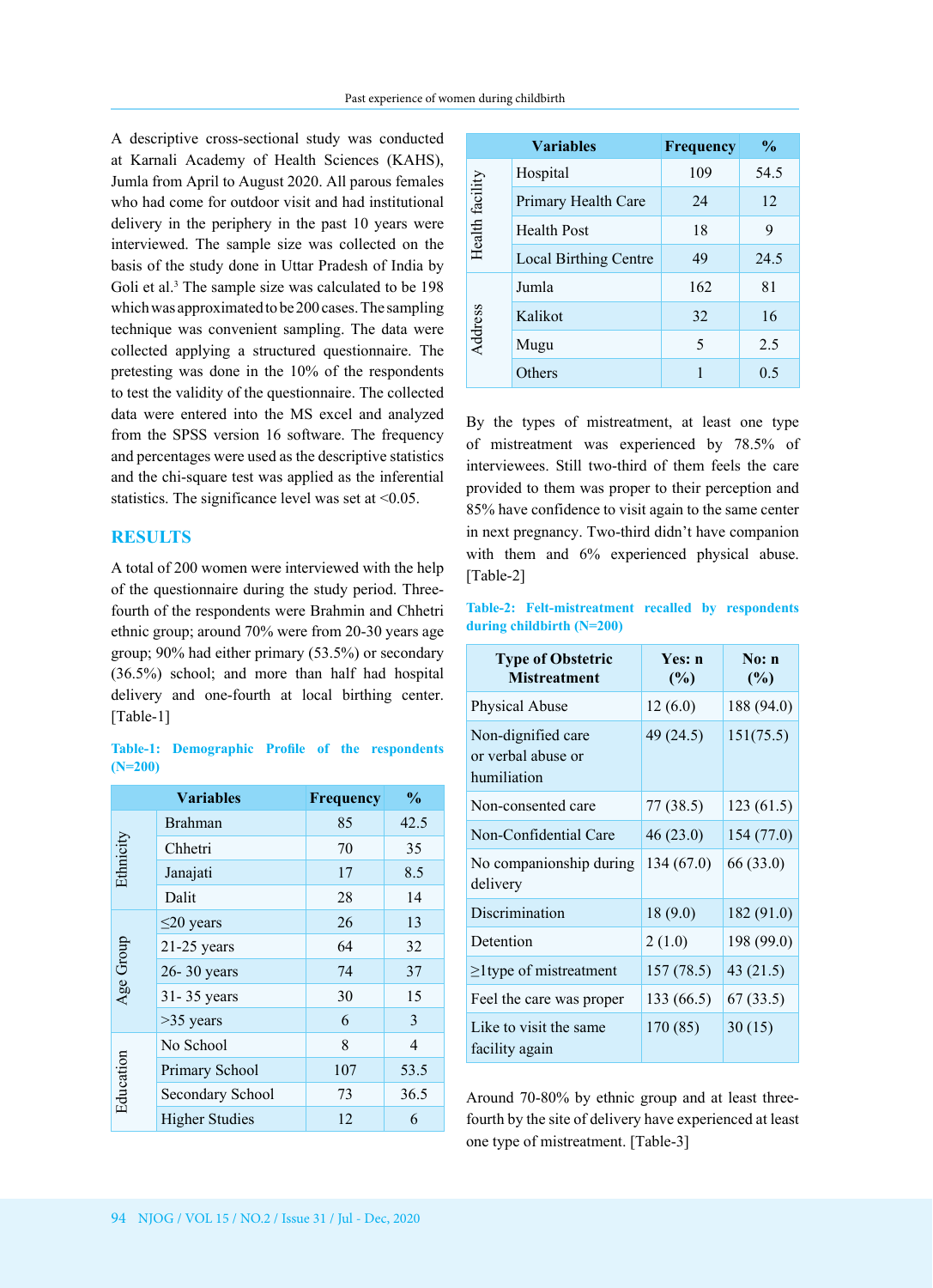A descriptive cross-sectional study was conducted at Karnali Academy of Health Sciences (KAHS), Jumla from April to August 2020. All parous females who had come for outdoor visit and had institutional delivery in the periphery in the past 10 years were interviewed. The sample size was collected on the basis of the study done in Uttar Pradesh of India by Goli et al.[3] The sample size was calculated to be 198 which was approximated to be 200 cases. The sampling technique was convenient sampling. The data were collected applying a structured questionnaire. The pretesting was done in the 10% of the respondents to test the validity of the questionnaire. The collected data were entered into the MS excel and analyzed from the SPSS version 16 software. The frequency and percentages were used as the descriptive statistics and the chi-square test was applied as the inferential statistics. The significance level was set at <0.05.

## RESULTS

A total of 200 women were interviewed with the help of the questionnaire during the study period. Three-fourth of the respondents were Brahmin and Chhetri ethnic group; around 70% were from 20-30 years age group; 90% had either primary (53.5%) or secondary (36.5%) school; and more than half had hospital delivery and one-fourth at local birthing center. [Table-1]

**Table-1: Demographic Profile of the respondents (N=200)**

| Variables | | Frequency | % |
|---|---|---|---|
| Ethnicity | Brahman | 85 | 42.5 |
| | Chhetri | 70 | 35 |
| | Janajati | 17 | 8.5 |
| | Dalit | 28 | 14 |
| Age Group | ≤20 years | 26 | 13 |
| | 21-25 years | 64 | 32 |
| | 26- 30 years | 74 | 37 |
| | 31- 35 years | 30 | 15 |
| | >35 years | 6 | 3 |
| Education | No School | 8 | 4 |
| | Primary School | 107 | 53.5 |
| | Secondary School | 73 | 36.5 |
| | Higher Studies | 12 | 6 |
| Health facility | Hospital | 109 | 54.5 |
| | Primary Health Care | 24 | 12 |
| | Health Post | 18 | 9 |
| | Local Birthing Centre | 49 | 24.5 |
| Address | Jumla | 162 | 81 |
| | Kalikot | 32 | 16 |
| | Mugu | 5 | 2.5 |
| | Others | 1 | 0.5 |

By the types of mistreatment, at least one type of mistreatment was experienced by 78.5% of interviewees. Still two-third of them feels the care provided to them was proper to their perception and 85% have confidence to visit again to the same center in next pregnancy. Two-third didn't have companion with them and 6% experienced physical abuse. [Table-2]

**Table-2: Felt-mistreatment recalled by respondents during childbirth (N=200)**

| Type of Obstetric Mistreatment | Yes: n (%) | No: n (%) |
|---|---|---|
| Physical Abuse | 12 (6.0) | 188 (94.0) |
| Non-dignified care or verbal abuse or humiliation | 49 (24.5) | 151(75.5) |
| Non-consented care | 77 (38.5) | 123 (61.5) |
| Non-Confidential Care | 46 (23.0) | 154 (77.0) |
| No companionship during delivery | 134 (67.0) | 66 (33.0) |
| Discrimination | 18 (9.0) | 182 (91.0) |
| Detention | 2 (1.0) | 198 (99.0) |
| ≥1type of mistreatment | 157 (78.5) | 43 (21.5) |
| Feel the care was proper | 133 (66.5) | 67 (33.5) |
| Like to visit the same facility again | 170 (85) | 30 (15) |

Around 70-80% by ethnic group and at least three-fourth by the site of delivery have experienced at least one type of mistreatment. [Table-3]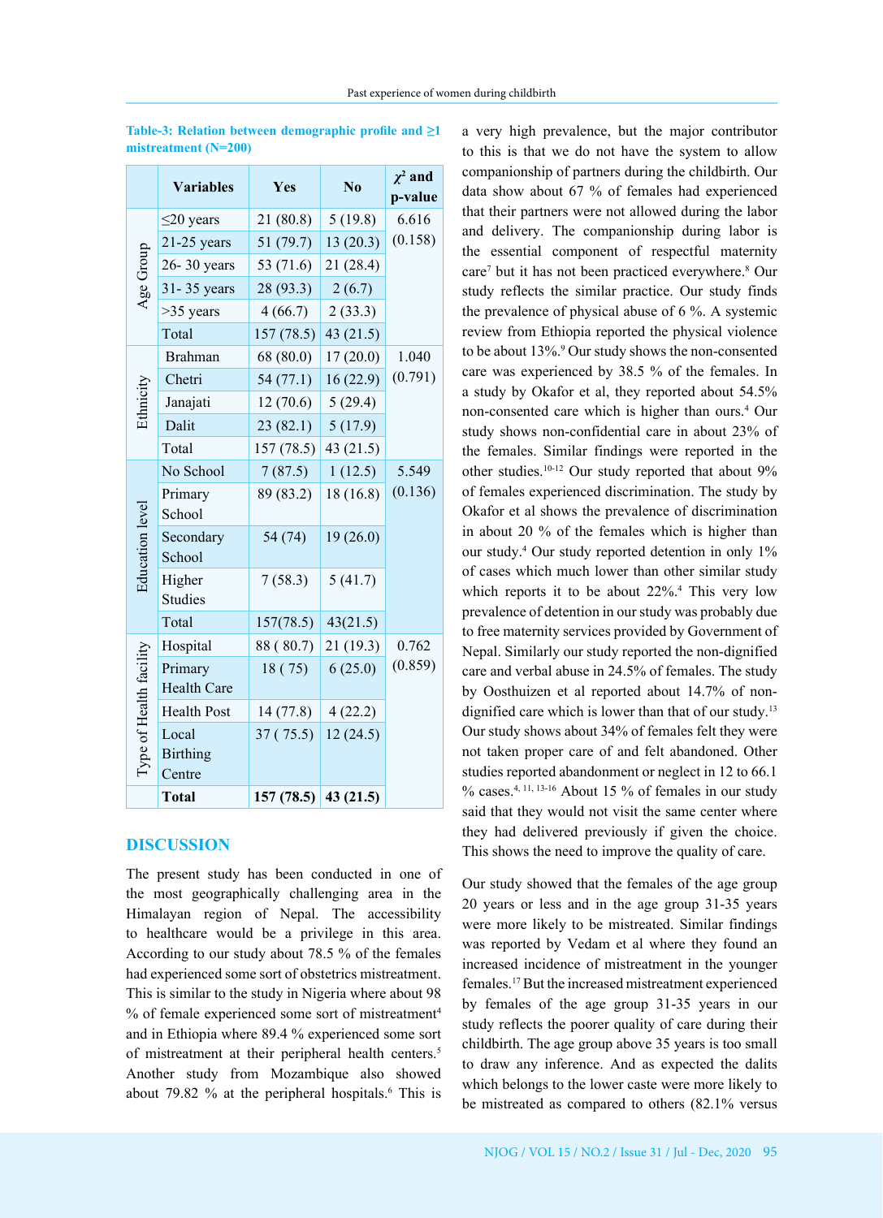**Table-3: Relation between demographic profile and ≥1 mistreatment (N=200)**

| | Variables | Yes | No | $\chi^2$ and p-value |
|---|---|---|---|---|
| Age Group | ≤20 years | 21 (80.8) | 5 (19.8) | 6.616 (0.158) |
| | 21-25 years | 51 (79.7) | 13 (20.3) | |
| | 26- 30 years | 53 (71.6) | 21 (28.4) | |
| | 31- 35 years | 28 (93.3) | 2 (6.7) | |
| | >35 years | 4 (66.7) | 2 (33.3) | |
| | Total | 157 (78.5) | 43 (21.5) | |
| Ethnicity | Brahman | 68 (80.0) | 17 (20.0) | 1.040 (0.791) |
| | Chetri | 54 (77.1) | 16 (22.9) | |
| | Janajati | 12 (70.6) | 5 (29.4) | |
| | Dalit | 23 (82.1) | 5 (17.9) | |
| | Total | 157 (78.5) | 43 (21.5) | |
| Education level | No School | 7 (87.5) | 1 (12.5) | 5.549 (0.136) |
| | Primary School | 89 (83.2) | 18 (16.8) | |
| | Secondary School | 54 (74) | 19 (26.0) | |
| | Higher Studies | 7 (58.3) | 5 (41.7) | |
| | Total | 157(78.5) | 43(21.5) | |
| Type of Health facility | Hospital | 88 ( 80.7) | 21 (19.3) | 0.762 (0.859) |
| | Primary Health Care | 18 ( 75) | 6 (25.0) | |
| | Health Post | 14 (77.8) | 4 (22.2) | |
| | Local Birthing Centre | 37 ( 75.5) | 12 (24.5) | |
| | **Total** | **157 (78.5)** | **43 (21.5)** | |

## DISCUSSION

The present study has been conducted in one of the most geographically challenging area in the Himalayan region of Nepal. The accessibility to healthcare would be a privilege in this area. According to our study about 78.5 % of the females had experienced some sort of obstetrics mistreatment. This is similar to the study in Nigeria where about 98 % of female experienced some sort of mistreatment[4] and in Ethiopia where 89.4 % experienced some sort of mistreatment at their peripheral health centers.[5] Another study from Mozambique also showed about 79.82 % at the peripheral hospitals.[6] This is a very high prevalence, but the major contributor to this is that we do not have the system to allow companionship of partners during the childbirth. Our data show about 67 % of females had experienced that their partners were not allowed during the labor and delivery. The companionship during labor is the essential component of respectful maternity care[7] but it has not been practiced everywhere.[8] Our study reflects the similar practice. Our study finds the prevalence of physical abuse of 6 %. A systemic review from Ethiopia reported the physical violence to be about 13%.[9] Our study shows the non-consented care was experienced by 38.5 % of the females. In a study by Okafor et al, they reported about 54.5% non-consented care which is higher than ours.[4] Our study shows non-confidential care in about 23% of the females. Similar findings were reported in the other studies.[10-12] Our study reported that about 9% of females experienced discrimination. The study by Okafor et al shows the prevalence of discrimination in about 20 % of the females which is higher than our study.[4] Our study reported detention in only 1% of cases which much lower than other similar study which reports it to be about 22%.[4] This very low prevalence of detention in our study was probably due to free maternity services provided by Government of Nepal. Similarly our study reported the non-dignified care and verbal abuse in 24.5% of females. The study by Oosthuizen et al reported about 14.7% of non-dignified care which is lower than that of our study.[13] Our study shows about 34% of females felt they were not taken proper care of and felt abandoned. Other studies reported abandonment or neglect in 12 to 66.1 % cases.[4, 11, 13-16] About 15 % of females in our study said that they would not visit the same center where they had delivered previously if given the choice. This shows the need to improve the quality of care.

Our study showed that the females of the age group 20 years or less and in the age group 31-35 years were more likely to be mistreated. Similar findings was reported by Vedam et al where they found an increased incidence of mistreatment in the younger females.[17] But the increased mistreatment experienced by females of the age group 31-35 years in our study reflects the poorer quality of care during their childbirth. The age group above 35 years is too small to draw any inference. And as expected the dalits which belongs to the lower caste were more likely to be mistreated as compared to others (82.1% versus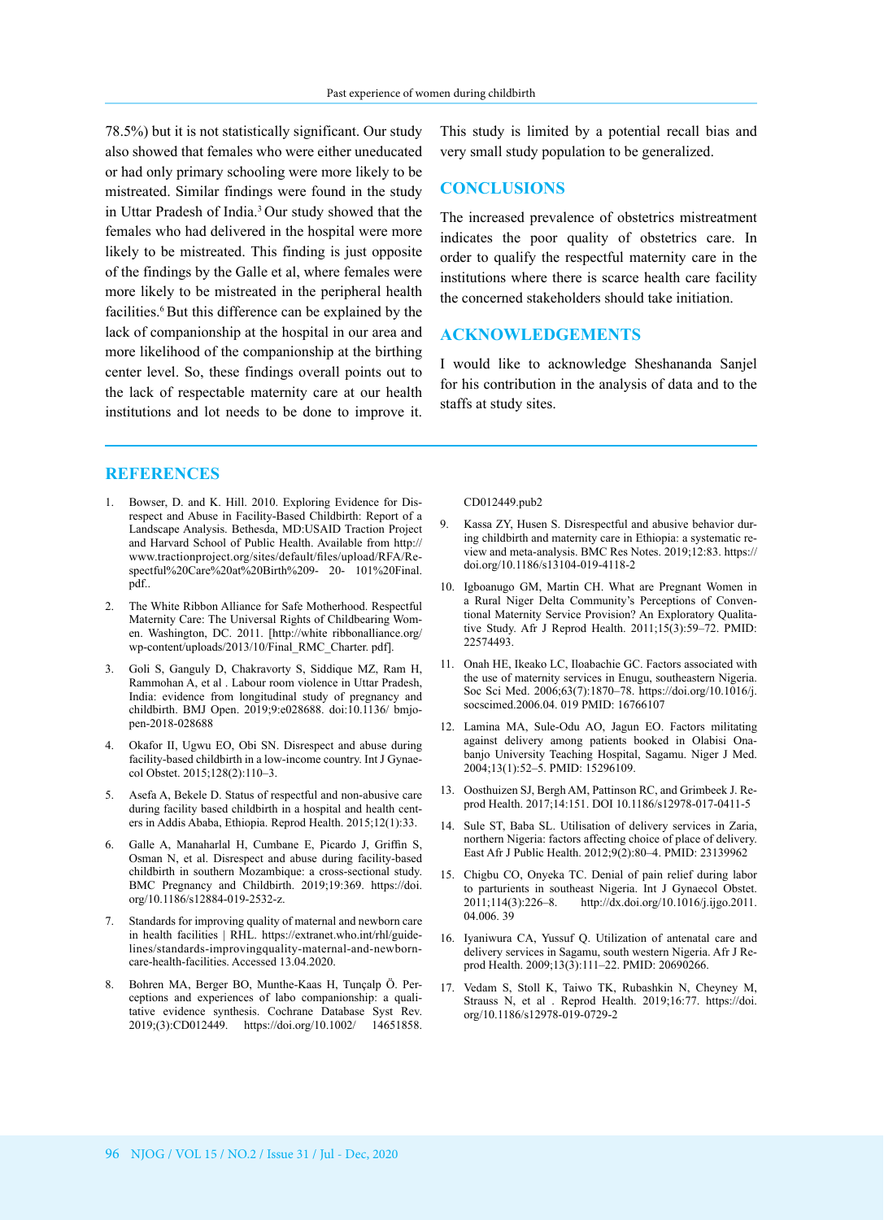78.5%) but it is not statistically significant. Our study also showed that females who were either uneducated or had only primary schooling were more likely to be mistreated. Similar findings were found in the study in Uttar Pradesh of India.[3] Our study showed that the females who had delivered in the hospital were more likely to be mistreated. This finding is just opposite of the findings by the Galle et al, where females were more likely to be mistreated in the peripheral health facilities.[6] But this difference can be explained by the lack of companionship at the hospital in our area and more likelihood of the companionship at the birthing center level. So, these findings overall points out to the lack of respectable maternity care at our health institutions and lot needs to be done to improve it.

This study is limited by a potential recall bias and very small study population to be generalized.

## CONCLUSIONS

The increased prevalence of obstetrics mistreatment indicates the poor quality of obstetrics care. In order to qualify the respectful maternity care in the institutions where there is scarce health care facility the concerned stakeholders should take initiation.

## ACKNOWLEDGEMENTS

I would like to acknowledge Sheshananda Sanjel for his contribution in the analysis of data and to the staffs at study sites.

## REFERENCES

1. Bowser, D. and K. Hill. 2010. Exploring Evidence for Disrespect and Abuse in Facility-Based Childbirth: Report of a Landscape Analysis. Bethesda, MD:USAID Traction Project and Harvard School of Public Health. Available from http://www.tractionproject.org/sites/default/files/upload/RFA/Respectful%20Care%20at%20Birth%209- 20- 101%20Final.pdf..
2. The White Ribbon Alliance for Safe Motherhood. Respectful Maternity Care: The Universal Rights of Childbearing Women. Washington, DC. 2011. [http://white ribbonalliance.org/wp-content/uploads/2013/10/Final_RMC_Charter. pdf].
3. Goli S, Ganguly D, Chakravorty S, Siddique MZ, Ram H, Rammohan A, et al . Labour room violence in Uttar Pradesh, India: evidence from longitudinal study of pregnancy and childbirth. BMJ Open. 2019;9:e028688. doi:10.1136/ bmjopen-2018-028688
4. Okafor II, Ugwu EO, Obi SN. Disrespect and abuse during facility-based childbirth in a low-income country. Int J Gynaecol Obstet. 2015;128(2):110–3.
5. Asefa A, Bekele D. Status of respectful and non-abusive care during facility based childbirth in a hospital and health centers in Addis Ababa, Ethiopia. Reprod Health. 2015;12(1):33.
6. Galle A, Manaharlal H, Cumbane E, Picardo J, Griffin S, Osman N, et al. Disrespect and abuse during facility-based childbirth in southern Mozambique: a cross-sectional study. BMC Pregnancy and Childbirth. 2019;19:369. https://doi.org/10.1186/s12884-019-2532-z.
7. Standards for improving quality of maternal and newborn care in health facilities | RHL. https://extranet.who.int/rhl/guidelines/standards-improvingquality-maternal-and-newborn-care-health-facilities. Accessed 13.04.2020.
8. Bohren MA, Berger BO, Munthe-Kaas H, Tunçalp Ö. Perceptions and experiences of labo companionship: a qualitative evidence synthesis. Cochrane Database Syst Rev. 2019;(3):CD012449. https://doi.org/10.1002/ 14651858.CD012449.pub2
9. Kassa ZY, Husen S. Disrespectful and abusive behavior during childbirth and maternity care in Ethiopia: a systematic review and meta-analysis. BMC Res Notes. 2019;12:83. https://doi.org/10.1186/s13104-019-4118-2
10. Igboanugo GM, Martin CH. What are Pregnant Women in a Rural Niger Delta Community's Perceptions of Conventional Maternity Service Provision? An Exploratory Qualitative Study. Afr J Reprod Health. 2011;15(3):59–72. PMID: 22574493.
11. Onah HE, Ikeako LC, Iloabachie GC. Factors associated with the use of maternity services in Enugu, southeastern Nigeria. Soc Sci Med. 2006;63(7):1870–78. https://doi.org/10.1016/j.socscimed.2006.04. 019 PMID: 16766107
12. Lamina MA, Sule-Odu AO, Jagun EO. Factors militating against delivery among patients booked in Olabisi Onabanjo University Teaching Hospital, Sagamu. Niger J Med. 2004;13(1):52–5. PMID: 15296109.
13. Oosthuizen SJ, Bergh AM, Pattinson RC, and Grimbeek J. Reprod Health. 2017;14:151. DOI 10.1186/s12978-017-0411-5
14. Sule ST, Baba SL. Utilisation of delivery services in Zaria, northern Nigeria: factors affecting choice of place of delivery. East Afr J Public Health. 2012;9(2):80–4. PMID: 23139962
15. Chigbu CO, Onyeka TC. Denial of pain relief during labor to parturients in southeast Nigeria. Int J Gynaecol Obstet. 2011;114(3):226–8. http://dx.doi.org/10.1016/j.ijgo.2011.04.006. 39
16. Iyaniwura CA, Yussuf Q. Utilization of antenatal care and delivery services in Sagamu, south western Nigeria. Afr J Reprod Health. 2009;13(3):111–22. PMID: 20690266.
17. Vedam S, Stoll K, Taiwo TK, Rubashkin N, Cheyney M, Strauss N, et al . Reprod Health. 2019;16:77. https://doi.org/10.1186/s12978-019-0729-2